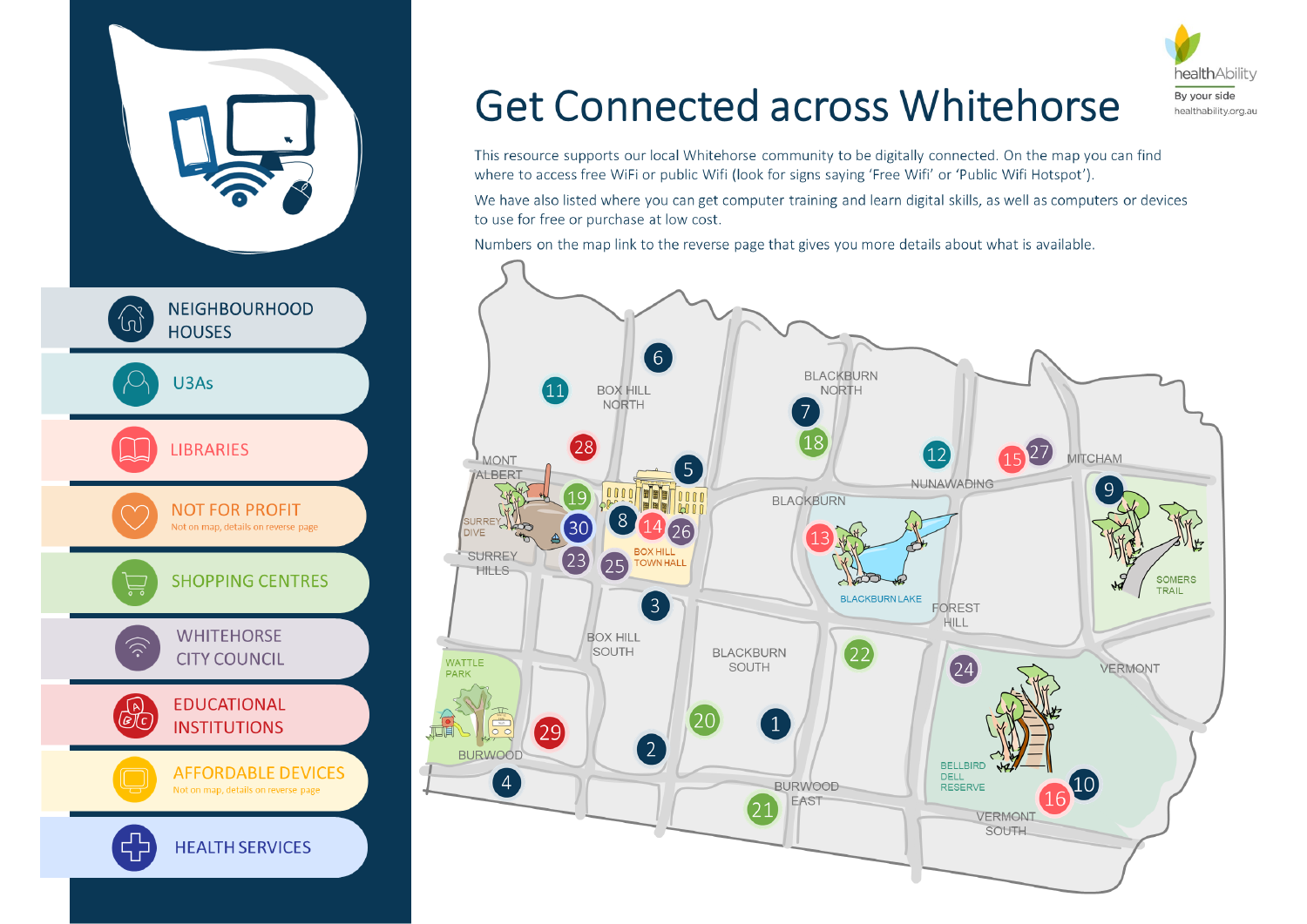# Get Connected across Whitehorse

healthAbility
By your side
healthability.org.au

This resource supports our local Whitehorse community to be digitally connected. On the map you can find where to access free WiFi or public Wifi (look for signs saying 'Free Wifi' or 'Public Wifi Hotspot').

We have also listed where you can get computer training and learn digital skills, as well as computers or devices to use for free or purchase at low cost.

Numbers on the map link to the reverse page that gives you more details about what is available.

- NEIGHBOURHOOD HOUSES
- U3As
- LIBRARIES
- NOT FOR PROFIT
  Not on map, details on reverse page
- SHOPPING CENTRES
- WHITEHORSE CITY COUNCIL
- EDUCATIONAL INSTITUTIONS
- AFFORDABLE DEVICES
  Not on map, details on reverse page
- HEALTH SERVICES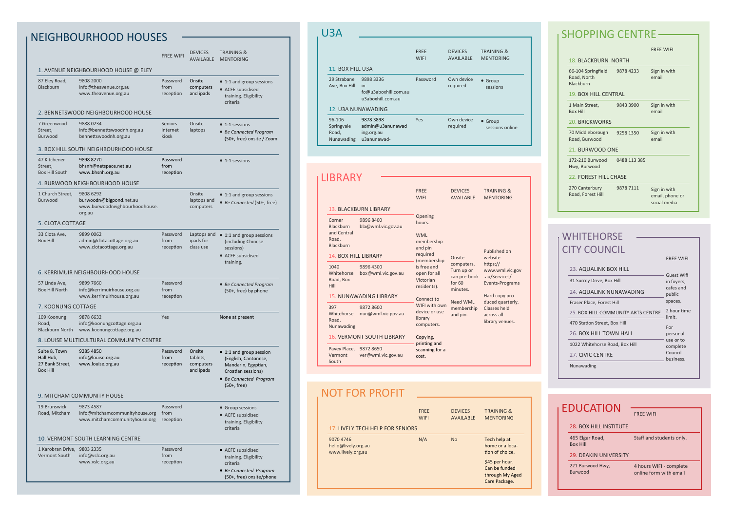## NEIGHBOURHOOD HOUSES

| | | FREE WIFI | DEVICES AVAILABLE | TRAINING & MENTORING |
|---|---|---|---|---|
| **1. AVENUE NEIGHBOURHOOD HOUSE @ ELEY** | | | | |
| 87 Eley Road, Blackburn | 9808 2000<br>info@theavenue.org.au<br>www.theavenue.org.au | Password from reception | Onsite computers and ipads | • 1:1 and group sessions<br>• ACFE subsidised training. Eligibility criteria |
| **2. BENNETSWOOD NEIGHBOURHOOD HOUSE** | | | | |
| 7 Greenwood Street, Burwood | 9888 0234<br>info@bennettswoodnh.org.au<br>bennettswoodnh.org.au | Seniors internet kiosk | Onsite laptops | • 1:1 sessions<br>• *Be Connected Program* (50+, free) onsite / Zoom |
| **3. BOX HILL SOUTH NEIGHBOURHOOD HOUSE** | | | | |
| 47 Kitchener Street, Box Hill South | 9898 8270<br>bhsnh@netspace.net.au<br>www.bhsnh.org.au | Password from reception | | • 1:1 sessions |
| **4. BURWOOD NEIGHBOURHOOD HOUSE** | | | | |
| 1 Church Street, Burwood | 9808 6292<br>burwoodn@bigpond.net.au<br>www.burwoodneighbourhoodhouse.org.au | | Onsite laptops and computers | • 1:1 and group sessions<br>• *Be Connected* (50+, free) |
| **5. CLOTA COTTAGE** | | | | |
| 33 Clota Ave, Box Hill | 9899 0062<br>admin@clotacottage.org.au<br>www.clotacottage.org.au | Password from reception | Laptops and ipads for class use | • 1:1 and group sessions (including Chinese sessions)<br>• ACFE subsidised training. |
| **6. KERRIMUIR NEIGHBOURHOOD HOUSE** | | | | |
| 57 Linda Ave, Box Hill North | 9899 7660<br>info@kerrimuirhouse.org.au<br>www.kerrimuirhouse.org.au | Password from reception | | • *Be Connected Program* (50+, free) by phone |
| **7. KOONUNG COTTAGE** | | | | |
| 109 Koonung Road, Blackburn North | 9878 6632<br>info@koonungcottage.org.au<br>www.koonungcottage.org.au | Yes | | None at present |
| **8. LOUISE MULTICULTURAL COMMUNITY CENTRE** | | | | |
| Suite 8, Town Hall Hub, 27 Bank Street, Box Hill | 9285 4850<br>info@louise.org.au<br>www.louise.org.au | Password from reception | Onsite tablets, computers and ipads | • 1:1 and group session (English, Cantonese, Mandarin, Egyptian, Croatian sessions)<br>• *Be Connected Program* (50+, free) |
| **9. MITCHAM COMMUNITY HOUSE** | | | | |
| 19 Brunswick Road, Mitcham | 9873 4587<br>info@mitchamcommunityhouse.org<br>www.mitchamcommunityhouse.org | Password from reception | | • Group sessions<br>• ACFE subsidised training. Eligibility criteria |
| **10. VERMONT SOUTH LEARNING CENTRE** | | | | |
| 1 Karobran Drive, Vermont South | 9803 2335<br>info@vslc.org.au<br>www.vslc.org.au | Password from reception | | • ACFE subsidised training. Eligibility criteria<br>• *Be Connected Program* (50+, free) onsite/phone |

## U3A

| | | FREE WIFI | DEVICES AVAILABLE | TRAINING & MENTORING |
|---|---|---|---|---|
| **11. BOX HILL U3A** | | | | |
| 29 Strabane Ave, Box Hill | 9898 3336<br>in-fo@u3aboxhill.com.au<br>u3aboxhill.com.au | Password | Own device required | • Group sessions |
| **12. U3A NUNAWADING** | | | | |
| 96-106 Springvale Road, Nunawading | 9878 3898<br>admin@u3anunawading.org.au<br>u3anunawad- | Yes | Own device required | • Group sessions online |

## LIBRARY

| | | FREE WIFI | DEVICES AVAILABLE | TRAINING & MENTORING |
|---|---|---|---|---|
| **13. BLACKBURN LIBRARY** | | | | |
| Corner Blackburn and Central Road, Blackburn | 9896 8400<br>bla@wml.vic.gov.au | Opening hours.<br><br>WML membership and pin required (membership is free and open for all Victorian residents).<br><br>Connect to WIFI with own device or use library computers.<br><br>Copying, printing and scanning for a cost. | Onsite computers. Turn up or can pre-book for 60 minutes.<br><br>Need WML membership and pin. | Published on website https://www.wml.vic.gov.au/Services/Events-Programs<br><br>Hard copy produced quarterly. Classes held across all library venues. |
| **14. BOX HILL LIBRARY** | | | | |
| 1040 Whitehorse Road, Box Hill | 9896 4300<br>box@wml.vic.gov.au | | | |
| **15. NUNAWADING LIBRARY** | | | | |
| 397 Whitehorse Road, Nunawading | 9872 8600<br>nun@wml.vic.gov.au | | | |
| **16. VERMONT SOUTH LIBRARY** | | | | |
| Pavey Place, Vermont South | 9872 8650<br>ver@wml.vic.gov.au | | | |

## NOT FOR PROFIT

| | | FREE WIFI | DEVICES AVAILABLE | TRAINING & MENTORING |
|---|---|---|---|---|
| **17. LIVELY TECH HELP FOR SENIORS** | | | | |
| 9070 4746<br>hello@lively.org.au<br>www.lively.org.au | | N/A | No | Tech help at home or a location of choice.<br><br>$45 per hour. Can be funded through My Aged Care Package. |

## SHOPPING CENTRE

| | | FREE WIFI |
|---|---|---|
| **18. BLACKBURN NORTH** | | |
| 66-104 Springfield Road, North Blackburn | 9878 4233 | Sign in with email |
| **19. BOX HILL CENTRAL** | | |
| 1 Main Street, Box Hill | 9843 3900 | Sign in with email |
| **20. BRICKWORKS** | | |
| 70 Middleborough Road, Burwood | 9258 1350 | Sign in with email |
| **21. BURWOOD ONE** | | |
| 172-210 Burwood Hwy, Burwood | 0488 113 385 | |
| **22. FOREST HILL CHASE** | | |
| 270 Canterbury Road, Forest Hill | 9878 7111 | Sign in with email, phone or social media |

## WHITEHORSE CITY COUNCIL

| | FREE WIFI |
|---|---|
| **23. AQUALINK BOX HILL** | Guest Wifi in foyers, cafes and public spaces.<br><br>2 hour time limit.<br><br>For personal use or to complete Council business. |
| 31 Surrey Drive, Box Hill | |
| **24. AQUALINK NUNAWADING** | |
| Fraser Place, Forest Hill | |
| **25. BOX HILL COMMUNITY ARTS CENTRE** | |
| 470 Station Street, Box Hill | |
| **26. BOX HILL TOWN HALL** | |
| 1022 Whitehorse Road, Box Hill | |
| **27. CIVIC CENTRE** | |
| Nunawading | |

## EDUCATION

| | FREE WIFI |
|---|---|
| **28. BOX HILL INSTITUTE** | |
| 465 Elgar Road, Box Hill | Staff and students only. |
| **29. DEAKIN UNIVERSITY** | |
| 221 Burwood Hwy, Burwood | 4 hours WIFI - complete online form with email |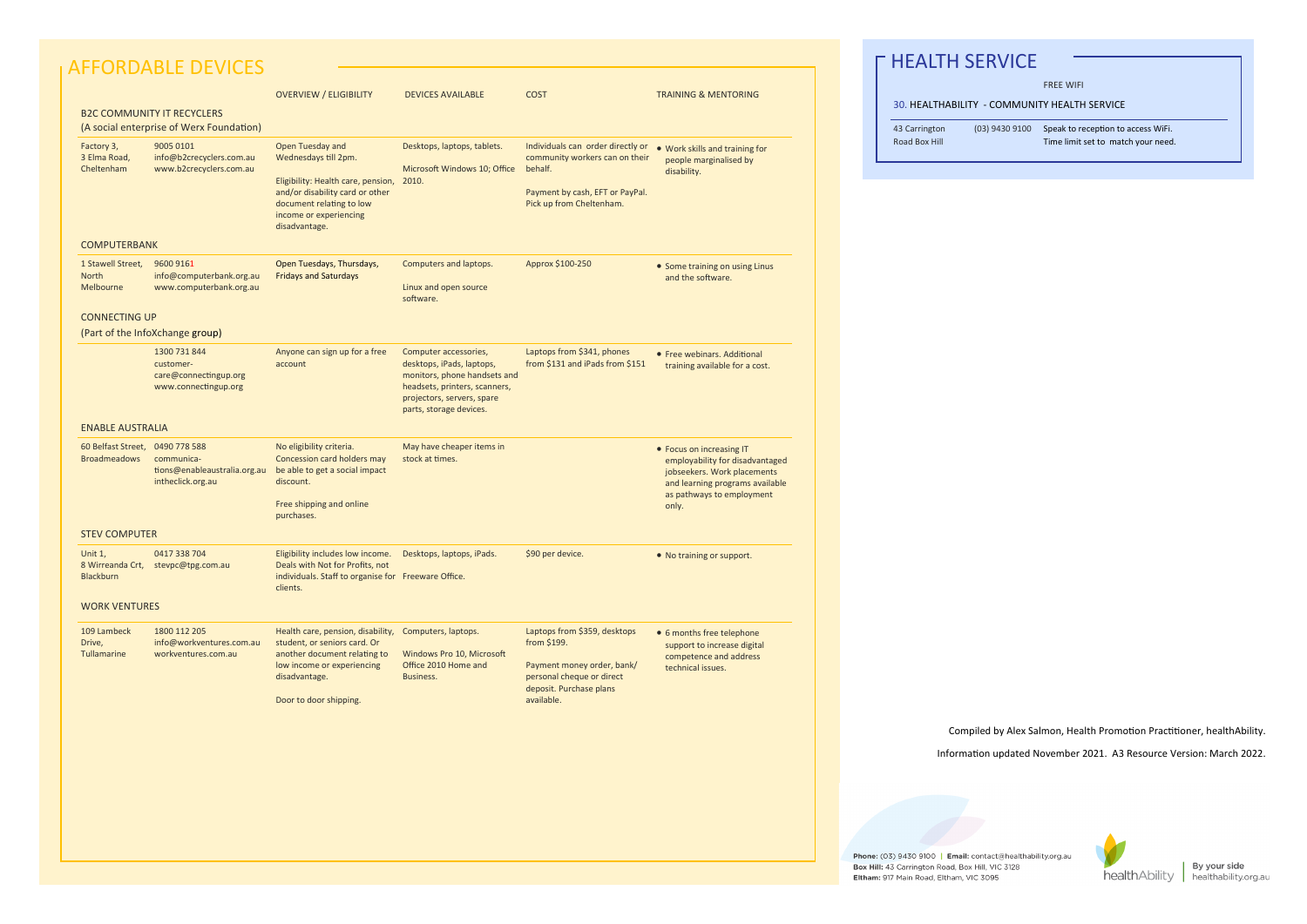# AFFORDABLE DEVICES

| | | OVERVIEW / ELIGIBILITY | DEVICES AVAILABLE | COST | TRAINING & MENTORING |
|---|---|---|---|---|---|
| **B2C COMMUNITY IT RECYCLERS** (A social enterprise of Werx Foundation) | | | | | |
| Factory 3, 3 Elma Road, Cheltenham | 9005 0101 info@b2crecyclers.com.au www.b2crecyclers.com.au | Open Tuesday and Wednesdays till 2pm. Eligibility: Health care, pension, and/or disability card or other document relating to low income or experiencing disadvantage. | Desktops, laptops, tablets. Microsoft Windows 10; Office 2010. | Individuals can order directly or community workers can on their behalf. Payment by cash, EFT or PayPal. Pick up from Cheltenham. | • Work skills and training for people marginalised by disability. |
| **COMPUTERBANK** | | | | | |
| 1 Stawell Street, North Melbourne | 9600 9161 info@computerbank.org.au www.computerbank.org.au | Open Tuesdays, Thursdays, Fridays and Saturdays | Computers and laptops. Linux and open source software. | Approx $100-250 | • Some training on using Linus and the software. |
| **CONNECTING UP** (Part of the InfoXchange group) | | | | | |
| | 1300 731 844 customer-care@connectingup.org www.connectingup.org | Anyone can sign up for a free account | Computer accessories, desktops, iPads, laptops, monitors, phone handsets and headsets, printers, scanners, projectors, servers, spare parts, storage devices. | Laptops from $341, phones from $131 and iPads from $151 | • Free webinars. Additional training available for a cost. |
| **ENABLE AUSTRALIA** | | | | | |
| 60 Belfast Street, Broadmeadows | 0490 778 588 communications@enableaustralia.org.au intheclick.org.au | No eligibility criteria. Concession card holders may be able to get a social impact discount. Free shipping and online purchases. | May have cheaper items in stock at times. | | • Focus on increasing IT employability for disadvantaged jobseekers. Work placements and learning programs available as pathways to employment only. |
| **STEV COMPUTER** | | | | | |
| Unit 1, 8 Wirreanda Crt, Blackburn | 0417 338 704 stevpc@tpg.com.au | Eligibility includes low income. Deals with Not for Profits, not individuals. Staff to organise for clients. | Desktops, laptops, iPads. Freeware Office. | $90 per device. | • No training or support. |
| **WORK VENTURES** | | | | | |
| 109 Lambeck Drive, Tullamarine | 1800 112 205 info@workventures.com.au workventures.com.au | Health care, pension, disability, student, or seniors card. Or another document relating to low income or experiencing disadvantage. Door to door shipping. | Computers, laptops. Windows Pro 10, Microsoft Office 2010 Home and Business. | Laptops from $359, desktops from $199. Payment money order, bank/ personal cheque or direct deposit. Purchase plans available. | • 6 months free telephone support to increase digital competence and address technical issues. |

# HEALTH SERVICE

FREE WIFI

## 30. HEALTHABILITY - COMMUNITY HEALTH SERVICE

| | | |
|---|---|---|
| 43 Carrington Road Box Hill | (03) 9430 9100 | Speak to reception to access WiFi. Time limit set to match your need. |

Compiled by Alex Salmon, Health Promotion Practitioner, healthAbility.

Information updated November 2021. A3 Resource Version: March 2022.

**Phone:** (03) 9430 9100 | **Email:** contact@healthability.org.au
**Box Hill:** 43 Carrington Road, Box Hill, VIC 3128
**Eltham:** 917 Main Road, Eltham, VIC 3095

healthAbility | By your side healthability.org.au